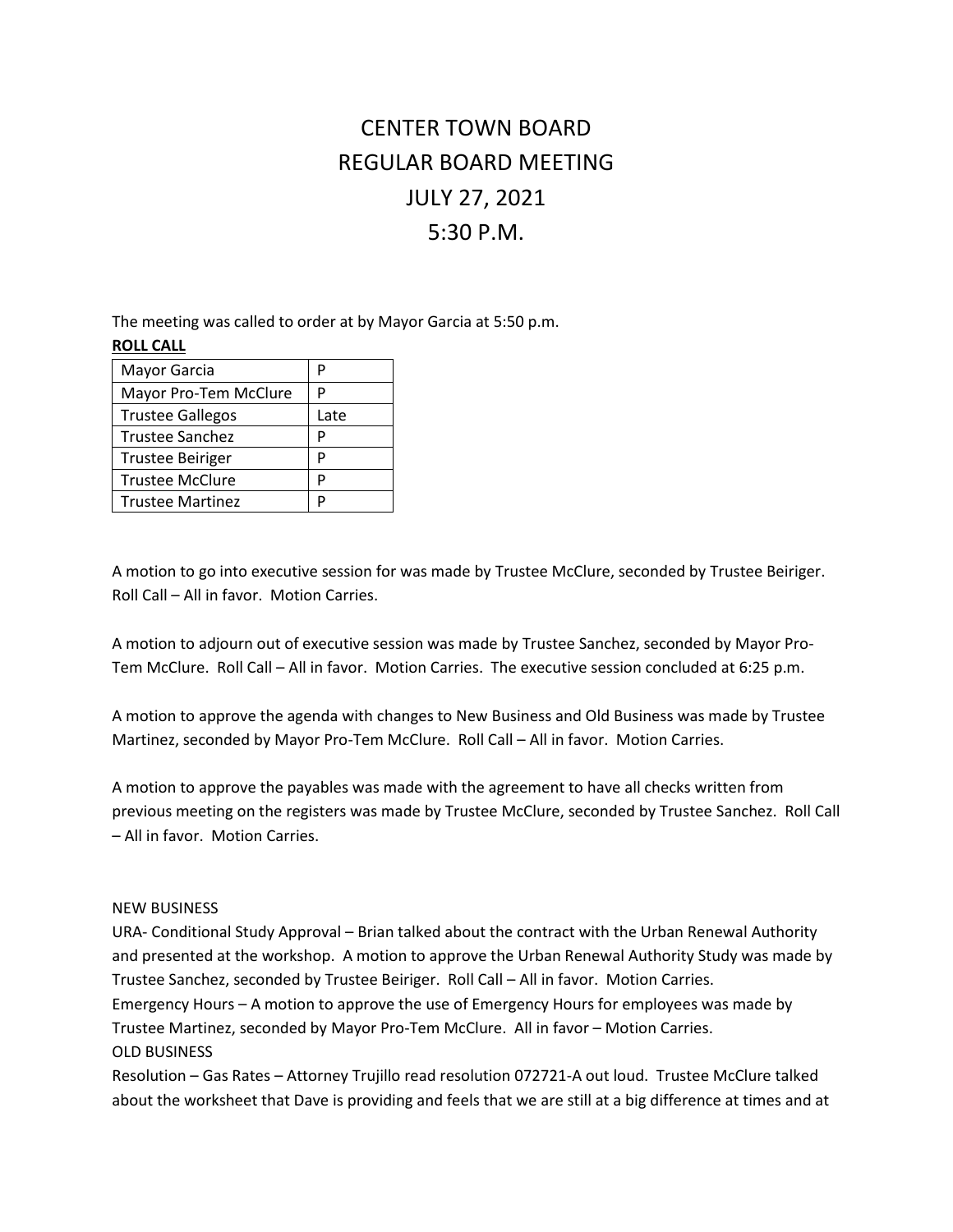# CENTER TOWN BOARD
# REGULAR BOARD MEETING
# JULY 27, 2021
# 5:30 P.M.

The meeting was called to order at by Mayor Garcia at 5:50 p.m.

**ROLL CALL**

| | |
|---|---|
| Mayor Garcia | P |
| Mayor Pro-Tem McClure | P |
| Trustee Gallegos | Late |
| Trustee Sanchez | P |
| Trustee Beiriger | P |
| Trustee McClure | P |
| Trustee Martinez | P |

A motion to go into executive session for was made by Trustee McClure, seconded by Trustee Beiriger. Roll Call – All in favor. Motion Carries.

A motion to adjourn out of executive session was made by Trustee Sanchez, seconded by Mayor Pro-Tem McClure. Roll Call – All in favor. Motion Carries. The executive session concluded at 6:25 p.m.

A motion to approve the agenda with changes to New Business and Old Business was made by Trustee Martinez, seconded by Mayor Pro-Tem McClure. Roll Call – All in favor. Motion Carries.

A motion to approve the payables was made with the agreement to have all checks written from previous meeting on the registers was made by Trustee McClure, seconded by Trustee Sanchez. Roll Call – All in favor. Motion Carries.

NEW BUSINESS

URA- Conditional Study Approval – Brian talked about the contract with the Urban Renewal Authority and presented at the workshop. A motion to approve the Urban Renewal Authority Study was made by Trustee Sanchez, seconded by Trustee Beiriger. Roll Call – All in favor. Motion Carries.

Emergency Hours – A motion to approve the use of Emergency Hours for employees was made by Trustee Martinez, seconded by Mayor Pro-Tem McClure. All in favor – Motion Carries.

OLD BUSINESS

Resolution – Gas Rates – Attorney Trujillo read resolution 072721-A out loud. Trustee McClure talked about the worksheet that Dave is providing and feels that we are still at a big difference at times and at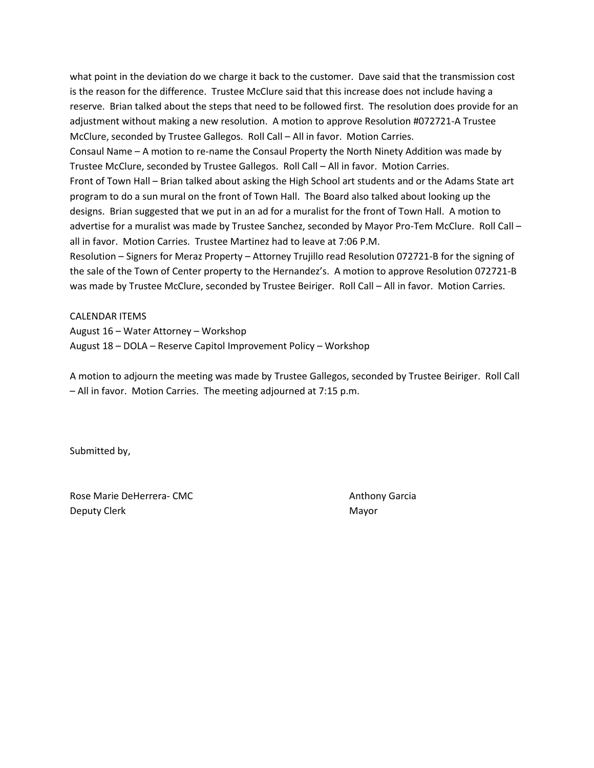what point in the deviation do we charge it back to the customer. Dave said that the transmission cost is the reason for the difference. Trustee McClure said that this increase does not include having a reserve. Brian talked about the steps that need to be followed first. The resolution does provide for an adjustment without making a new resolution. A motion to approve Resolution #072721-A Trustee McClure, seconded by Trustee Gallegos. Roll Call – All in favor. Motion Carries.

Consaul Name – A motion to re-name the Consaul Property the North Ninety Addition was made by Trustee McClure, seconded by Trustee Gallegos. Roll Call – All in favor. Motion Carries.

Front of Town Hall – Brian talked about asking the High School art students and or the Adams State art program to do a sun mural on the front of Town Hall. The Board also talked about looking up the designs. Brian suggested that we put in an ad for a muralist for the front of Town Hall. A motion to advertise for a muralist was made by Trustee Sanchez, seconded by Mayor Pro-Tem McClure. Roll Call – all in favor. Motion Carries. Trustee Martinez had to leave at 7:06 P.M.

Resolution – Signers for Meraz Property – Attorney Trujillo read Resolution 072721-B for the signing of the sale of the Town of Center property to the Hernandez's. A motion to approve Resolution 072721-B was made by Trustee McClure, seconded by Trustee Beiriger. Roll Call – All in favor. Motion Carries.

CALENDAR ITEMS

August 16 – Water Attorney – Workshop

August 18 – DOLA – Reserve Capitol Improvement Policy – Workshop

A motion to adjourn the meeting was made by Trustee Gallegos, seconded by Trustee Beiriger. Roll Call – All in favor. Motion Carries. The meeting adjourned at 7:15 p.m.

Submitted by,

Rose Marie DeHerrera- CMC
Deputy Clerk

Anthony Garcia
Mayor